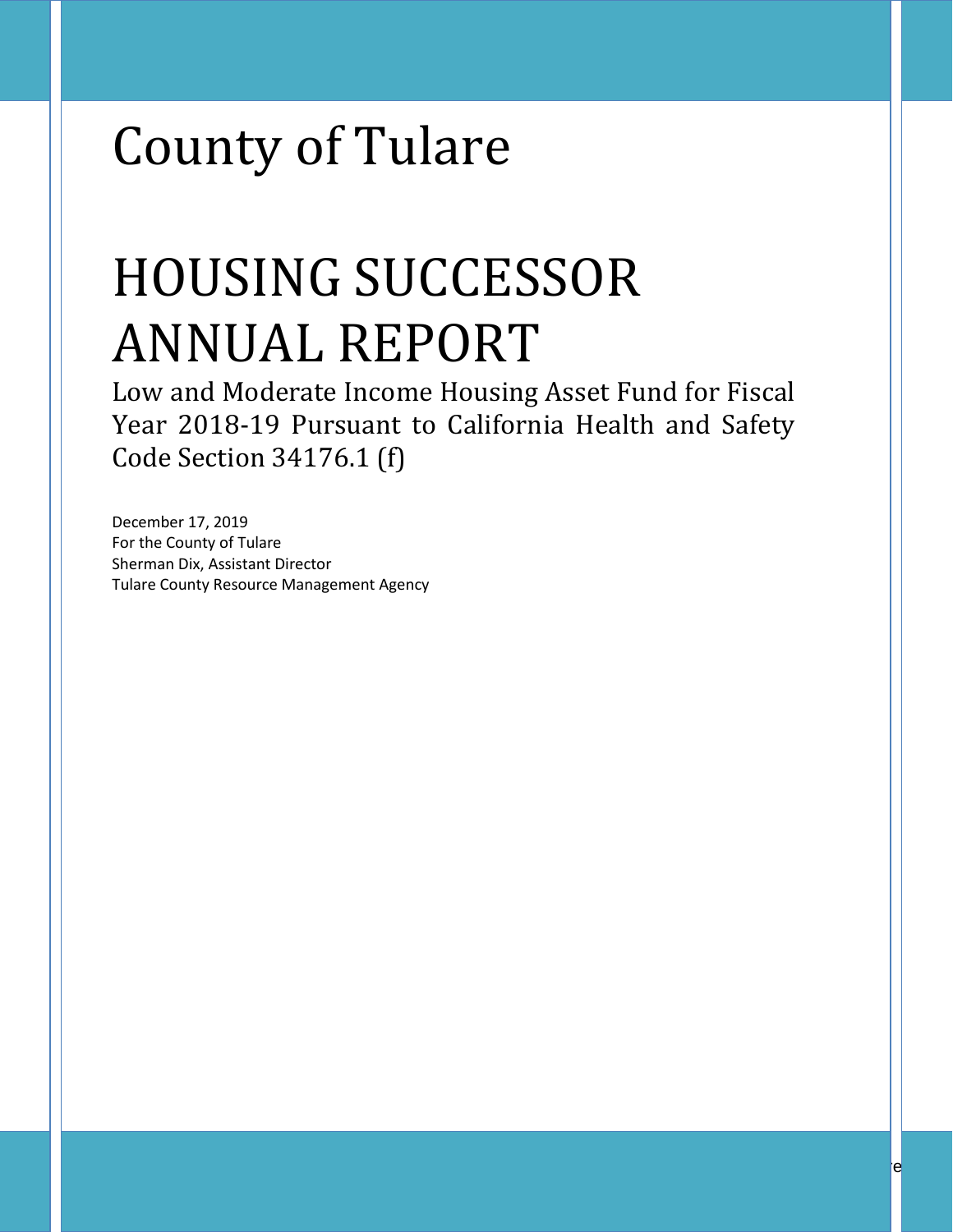# County of Tulare

# HOUSING SUCCESSOR ANNUAL REPORT

Low and Moderate Income Housing Asset Fund for Fiscal Year 2018-19 Pursuant to California Health and Safety Code Section 34176.1 (f)

December 17, 2019
For the County of Tulare
Sherman Dix, Assistant Director
Tulare County Resource Management Agency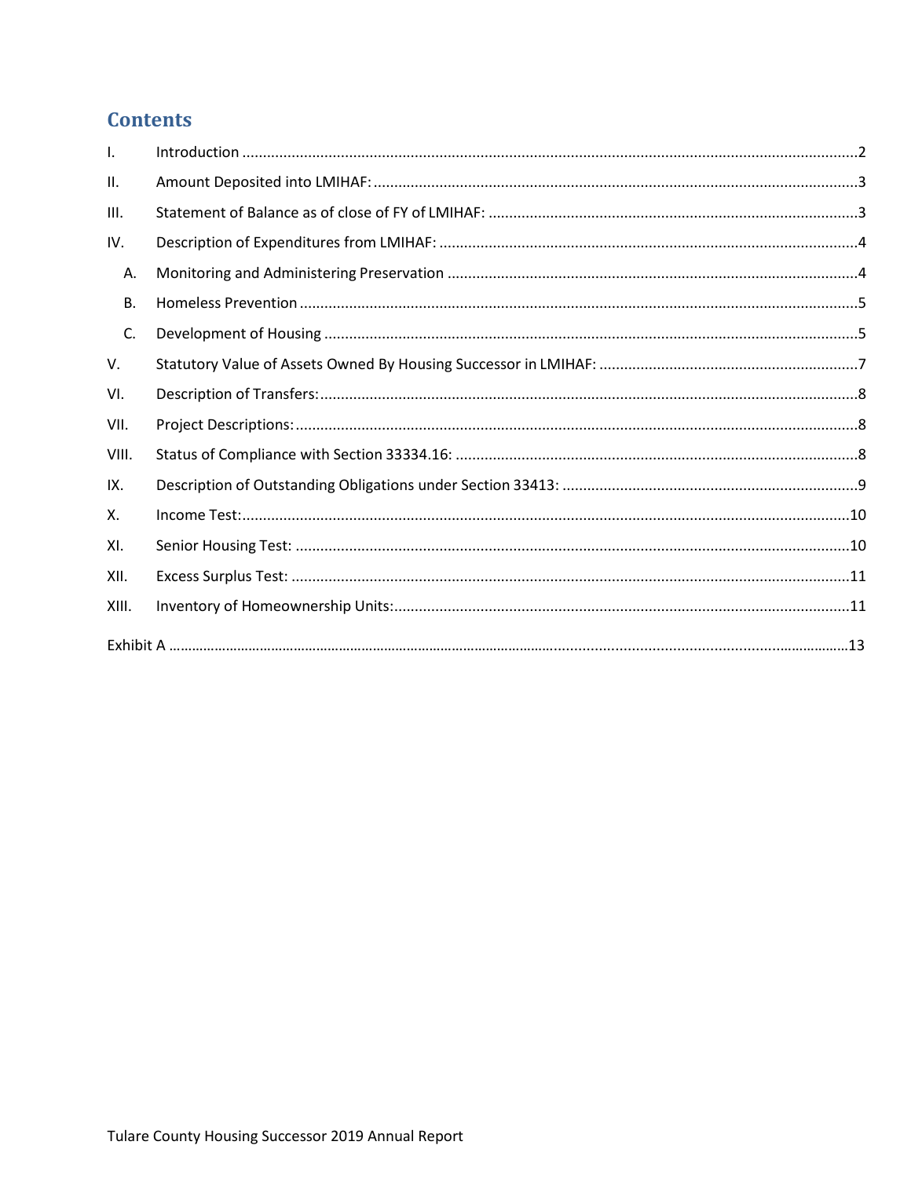# Contents

| | | |
|---|---|---|
| I. | Introduction | 2 |
| II. | Amount Deposited into LMIHAF: | 3 |
| III. | Statement of Balance as of close of FY of LMIHAF: | 3 |
| IV. | Description of Expenditures from LMIHAF: | 4 |
| A. | Monitoring and Administering Preservation | 4 |
| B. | Homeless Prevention | 5 |
| C. | Development of Housing | 5 |
| V. | Statutory Value of Assets Owned By Housing Successor in LMIHAF: | 7 |
| VI. | Description of Transfers: | 8 |
| VII. | Project Descriptions: | 8 |
| VIII. | Status of Compliance with Section 33334.16: | 8 |
| IX. | Description of Outstanding Obligations under Section 33413: | 9 |
| X. | Income Test: | 10 |
| XI. | Senior Housing Test: | 10 |
| XII. | Excess Surplus Test: | 11 |
| XIII. | Inventory of Homeownership Units: | 11 |
| Exhibit A | | 13 |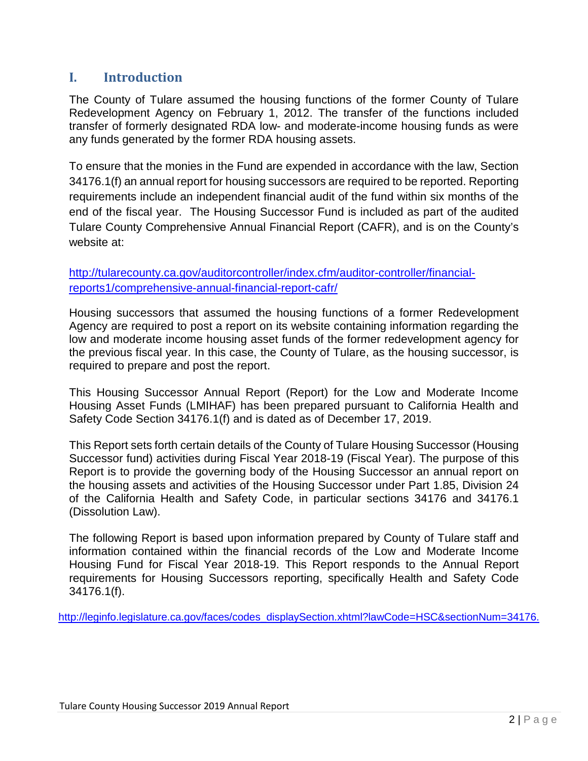## I. Introduction

The County of Tulare assumed the housing functions of the former County of Tulare Redevelopment Agency on February 1, 2012. The transfer of the functions included transfer of formerly designated RDA low- and moderate-income housing funds as were any funds generated by the former RDA housing assets.

To ensure that the monies in the Fund are expended in accordance with the law, Section 34176.1(f) an annual report for housing successors are required to be reported. Reporting requirements include an independent financial audit of the fund within six months of the end of the fiscal year. The Housing Successor Fund is included as part of the audited Tulare County Comprehensive Annual Financial Report (CAFR), and is on the County's website at:

[http://tularecounty.ca.gov/auditorcontroller/index.cfm/auditor-controller/financial-reports1/comprehensive-annual-financial-report-cafr/](http://tularecounty.ca.gov/auditorcontroller/index.cfm/auditor-controller/financial-reports1/comprehensive-annual-financial-report-cafr/)

Housing successors that assumed the housing functions of a former Redevelopment Agency are required to post a report on its website containing information regarding the low and moderate income housing asset funds of the former redevelopment agency for the previous fiscal year. In this case, the County of Tulare, as the housing successor, is required to prepare and post the report.

This Housing Successor Annual Report (Report) for the Low and Moderate Income Housing Asset Funds (LMIHAF) has been prepared pursuant to California Health and Safety Code Section 34176.1(f) and is dated as of December 17, 2019.

This Report sets forth certain details of the County of Tulare Housing Successor (Housing Successor fund) activities during Fiscal Year 2018-19 (Fiscal Year). The purpose of this Report is to provide the governing body of the Housing Successor an annual report on the housing assets and activities of the Housing Successor under Part 1.85, Division 24 of the California Health and Safety Code, in particular sections 34176 and 34176.1 (Dissolution Law).

The following Report is based upon information prepared by County of Tulare staff and information contained within the financial records of the Low and Moderate Income Housing Fund for Fiscal Year 2018-19. This Report responds to the Annual Report requirements for Housing Successors reporting, specifically Health and Safety Code 34176.1(f).

[http://leginfo.legislature.ca.gov/faces/codes_displaySection.xhtml?lawCode=HSC&sectionNum=34176.](http://leginfo.legislature.ca.gov/faces/codes_displaySection.xhtml?lawCode=HSC&sectionNum=34176.)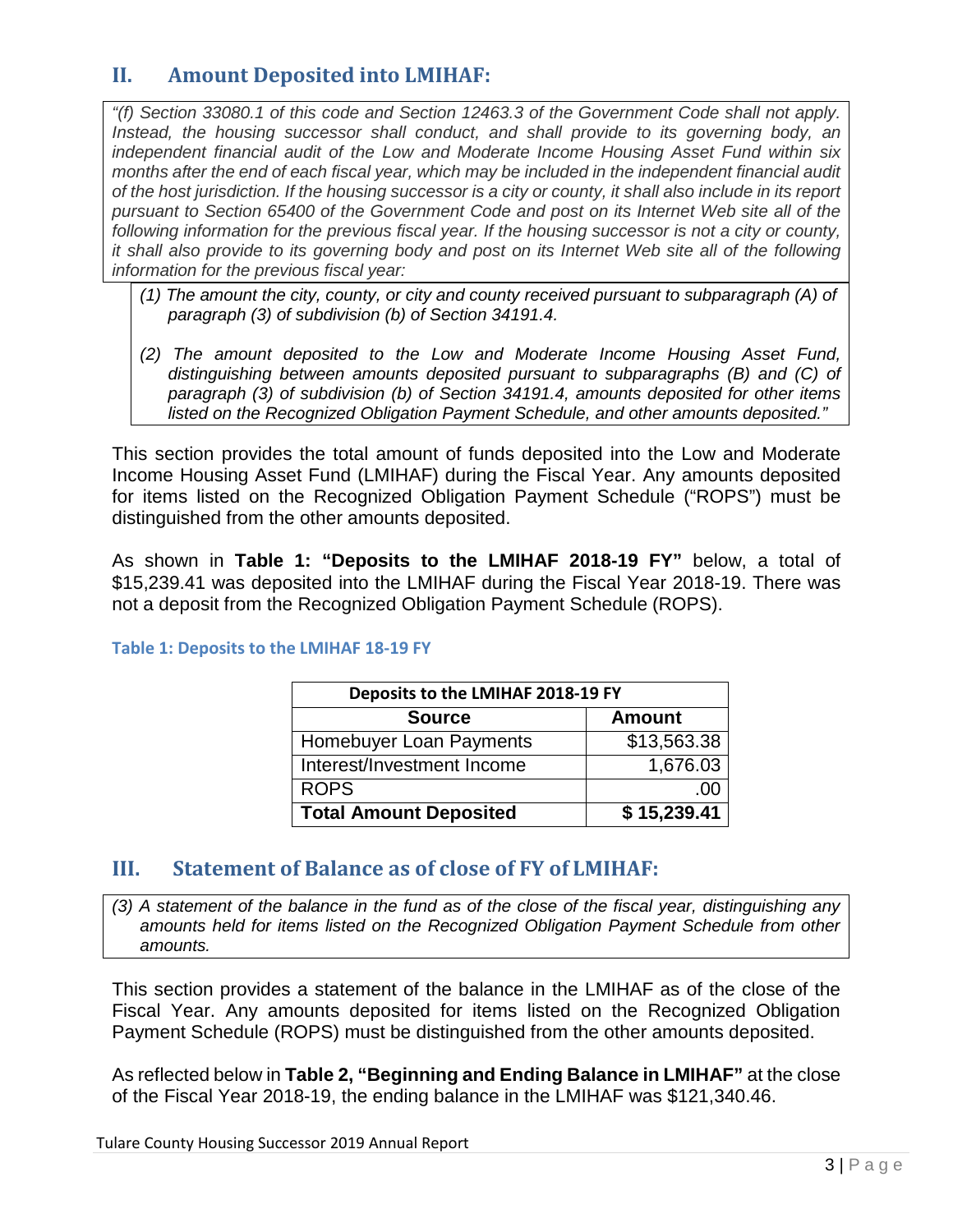## II. Amount Deposited into LMIHAF:

*"(f) Section 33080.1 of this code and Section 12463.3 of the Government Code shall not apply. Instead, the housing successor shall conduct, and shall provide to its governing body, an independent financial audit of the Low and Moderate Income Housing Asset Fund within six months after the end of each fiscal year, which may be included in the independent financial audit of the host jurisdiction. If the housing successor is a city or county, it shall also include in its report pursuant to Section 65400 of the Government Code and post on its Internet Web site all of the following information for the previous fiscal year. If the housing successor is not a city or county, it shall also provide to its governing body and post on its Internet Web site all of the following information for the previous fiscal year:*

*(1) The amount the city, county, or city and county received pursuant to subparagraph (A) of paragraph (3) of subdivision (b) of Section 34191.4.*

*(2) The amount deposited to the Low and Moderate Income Housing Asset Fund, distinguishing between amounts deposited pursuant to subparagraphs (B) and (C) of paragraph (3) of subdivision (b) of Section 34191.4, amounts deposited for other items listed on the Recognized Obligation Payment Schedule, and other amounts deposited."*

This section provides the total amount of funds deposited into the Low and Moderate Income Housing Asset Fund (LMIHAF) during the Fiscal Year. Any amounts deposited for items listed on the Recognized Obligation Payment Schedule ("ROPS") must be distinguished from the other amounts deposited.

As shown in **Table 1: "Deposits to the LMIHAF 2018-19 FY"** below, a total of $15,239.41 was deposited into the LMIHAF during the Fiscal Year 2018-19. There was not a deposit from the Recognized Obligation Payment Schedule (ROPS).

**Table 1: Deposits to the LMIHAF 18-19 FY**

| Deposits to the LMIHAF 2018-19 FY | |
|---|---|
| **Source** | **Amount** |
| Homebuyer Loan Payments | $13,563.38 |
| Interest/Investment Income | 1,676.03 |
| ROPS | .00 |
| **Total Amount Deposited** | **$ 15,239.41** |

## III. Statement of Balance as of close of FY of LMIHAF:

*(3) A statement of the balance in the fund as of the close of the fiscal year, distinguishing any amounts held for items listed on the Recognized Obligation Payment Schedule from other amounts.*

This section provides a statement of the balance in the LMIHAF as of the close of the Fiscal Year. Any amounts deposited for items listed on the Recognized Obligation Payment Schedule (ROPS) must be distinguished from the other amounts deposited.

As reflected below in **Table 2, "Beginning and Ending Balance in LMIHAF"** at the close of the Fiscal Year 2018-19, the ending balance in the LMIHAF was $121,340.46.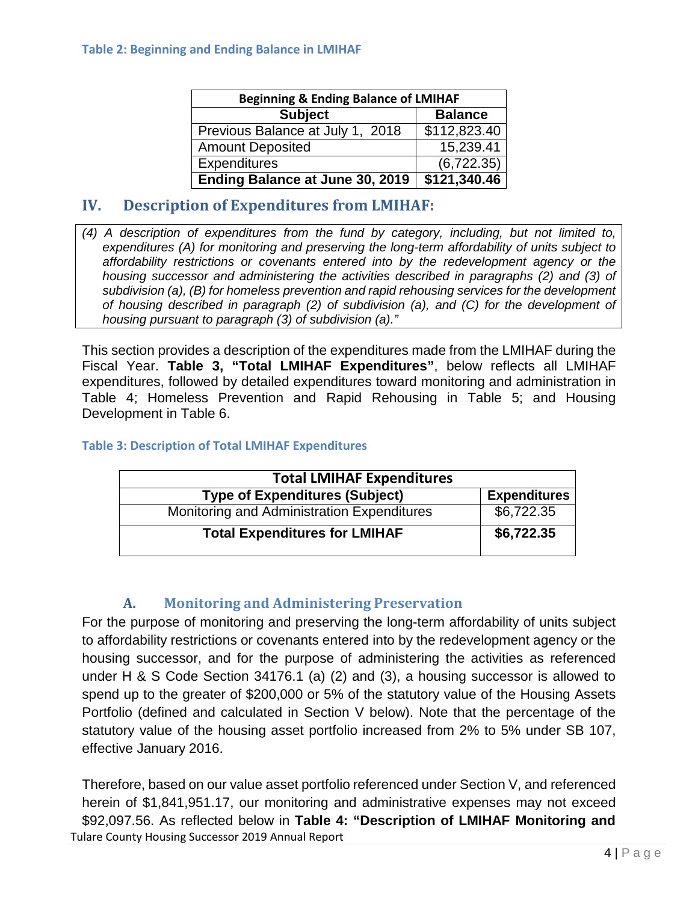**Table 2: Beginning and Ending Balance in LMIHAF**

| Beginning & Ending Balance of LMIHAF | |
|---|---|
| **Subject** | **Balance** |
| Previous Balance at July 1, 2018 | $112,823.40 |
| Amount Deposited | 15,239.41 |
| Expenditures | (6,722.35) |
| **Ending Balance at June 30, 2019** | **$121,340.46** |

## IV. Description of Expenditures from LMIHAF:

*(4) A description of expenditures from the fund by category, including, but not limited to, expenditures (A) for monitoring and preserving the long-term affordability of units subject to affordability restrictions or covenants entered into by the redevelopment agency or the housing successor and administering the activities described in paragraphs (2) and (3) of subdivision (a), (B) for homeless prevention and rapid rehousing services for the development of housing described in paragraph (2) of subdivision (a), and (C) for the development of housing pursuant to paragraph (3) of subdivision (a)."*

This section provides a description of the expenditures made from the LMIHAF during the Fiscal Year. **Table 3, "Total LMIHAF Expenditures"**, below reflects all LMIHAF expenditures, followed by detailed expenditures toward monitoring and administration in Table 4; Homeless Prevention and Rapid Rehousing in Table 5; and Housing Development in Table 6.

**Table 3: Description of Total LMIHAF Expenditures**

| Total LMIHAF Expenditures | |
|---|---|
| **Type of Expenditures (Subject)** | **Expenditures** |
| Monitoring and Administration Expenditures | $6,722.35 |
| **Total Expenditures for LMIHAF** | **$6,722.35** |

### A. Monitoring and Administering Preservation

For the purpose of monitoring and preserving the long-term affordability of units subject to affordability restrictions or covenants entered into by the redevelopment agency or the housing successor, and for the purpose of administering the activities as referenced under H & S Code Section 34176.1 (a) (2) and (3), a housing successor is allowed to spend up to the greater of $200,000 or 5% of the statutory value of the Housing Assets Portfolio (defined and calculated in Section V below). Note that the percentage of the statutory value of the housing asset portfolio increased from 2% to 5% under SB 107, effective January 2016.

Therefore, based on our value asset portfolio referenced under Section V, and referenced herein of $1,841,951.17, our monitoring and administrative expenses may not exceed $92,097.56. As reflected below in **Table 4: "Description of LMIHAF Monitoring and**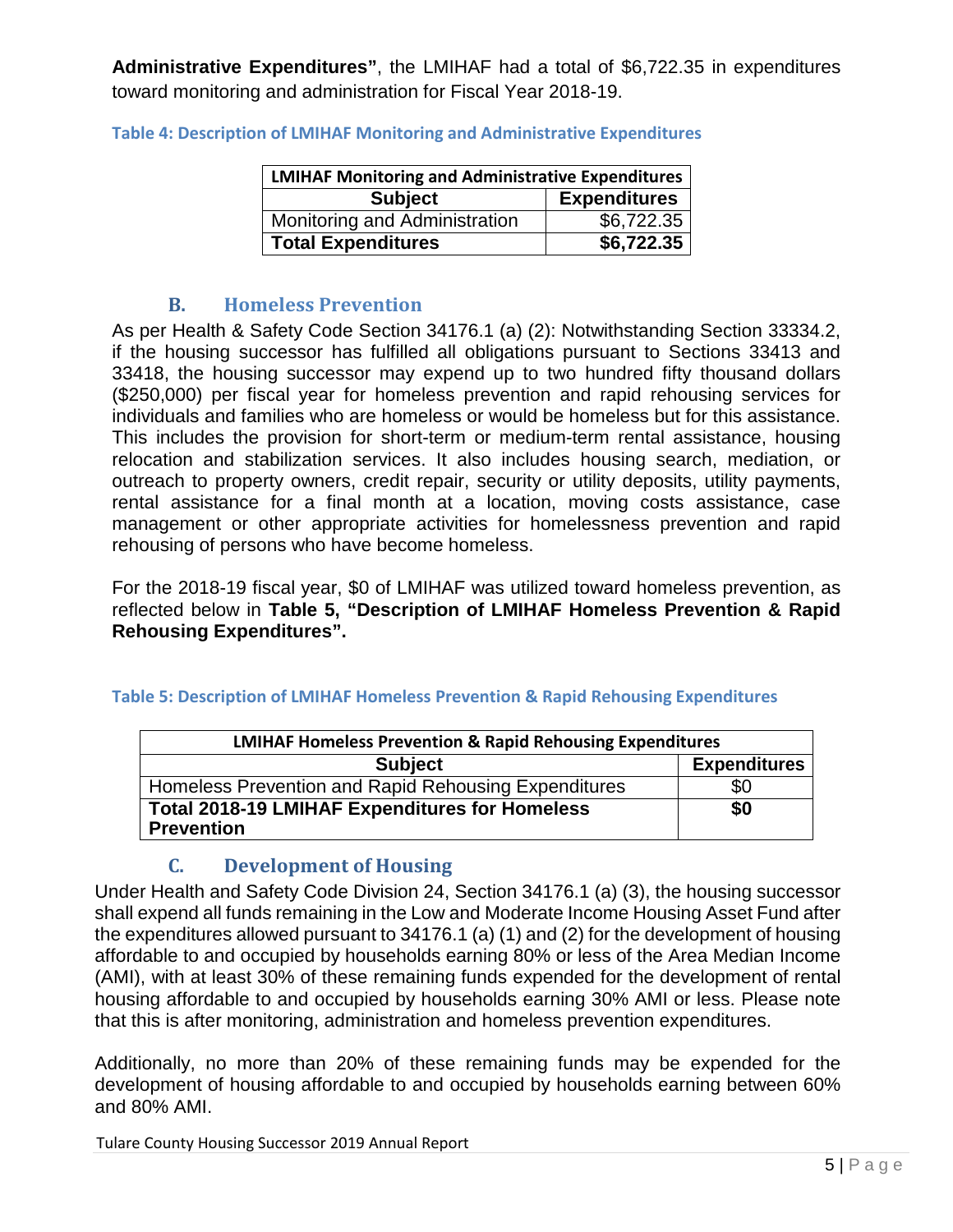**Administrative Expenditures"**, the LMIHAF had a total of $6,722.35 in expenditures toward monitoring and administration for Fiscal Year 2018-19.

**Table 4: Description of LMIHAF Monitoring and Administrative Expenditures**

| LMIHAF Monitoring and Administrative Expenditures | |
|---|---|
| **Subject** | **Expenditures** |
| Monitoring and Administration | $6,722.35 |
| **Total Expenditures** | **$6,722.35** |

## B. Homeless Prevention

As per Health & Safety Code Section 34176.1 (a) (2): Notwithstanding Section 33334.2, if the housing successor has fulfilled all obligations pursuant to Sections 33413 and 33418, the housing successor may expend up to two hundred fifty thousand dollars ($250,000) per fiscal year for homeless prevention and rapid rehousing services for individuals and families who are homeless or would be homeless but for this assistance. This includes the provision for short-term or medium-term rental assistance, housing relocation and stabilization services. It also includes housing search, mediation, or outreach to property owners, credit repair, security or utility deposits, utility payments, rental assistance for a final month at a location, moving costs assistance, case management or other appropriate activities for homelessness prevention and rapid rehousing of persons who have become homeless.

For the 2018-19 fiscal year, $0 of LMIHAF was utilized toward homeless prevention, as reflected below in **Table 5, "Description of LMIHAF Homeless Prevention & Rapid Rehousing Expenditures".**

**Table 5: Description of LMIHAF Homeless Prevention & Rapid Rehousing Expenditures**

| LMIHAF Homeless Prevention & Rapid Rehousing Expenditures | |
|---|---|
| **Subject** | **Expenditures** |
| Homeless Prevention and Rapid Rehousing Expenditures | $0 |
| **Total 2018-19 LMIHAF Expenditures for Homeless Prevention** | **$0** |

## C. Development of Housing

Under Health and Safety Code Division 24, Section 34176.1 (a) (3), the housing successor shall expend all funds remaining in the Low and Moderate Income Housing Asset Fund after the expenditures allowed pursuant to 34176.1 (a) (1) and (2) for the development of housing affordable to and occupied by households earning 80% or less of the Area Median Income (AMI), with at least 30% of these remaining funds expended for the development of rental housing affordable to and occupied by households earning 30% AMI or less. Please note that this is after monitoring, administration and homeless prevention expenditures.

Additionally, no more than 20% of these remaining funds may be expended for the development of housing affordable to and occupied by households earning between 60% and 80% AMI.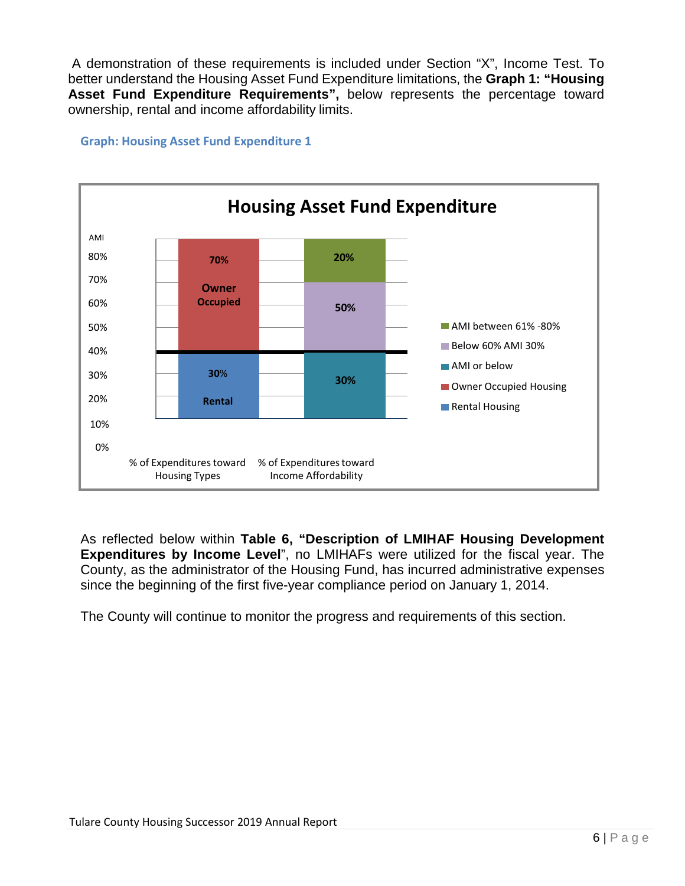A demonstration of these requirements is included under Section "X", Income Test. To better understand the Housing Asset Fund Expenditure limitations, the **Graph 1: "Housing Asset Fund Expenditure Requirements",** below represents the percentage toward ownership, rental and income affordability limits.

**Graph: Housing Asset Fund Expenditure 1**

**Housing Asset Fund Expenditure**

| % of Expenditures toward Housing Types | % of Expenditures toward Income Affordability |
|---|---|
| 70% Owner Occupied | 20% (AMI between 61% -80%) |
| 30% Rental | 50% (Below 60% AMI 30%) |
| | 30% (AMI or below) |

Legend: AMI between 61% -80%; Below 60% AMI 30%; AMI or below; Owner Occupied Housing; Rental Housing

As reflected below within **Table 6, "Description of LMIHAF Housing Development Expenditures by Income Level**", no LMIHAFs were utilized for the fiscal year. The County, as the administrator of the Housing Fund, has incurred administrative expenses since the beginning of the first five-year compliance period on January 1, 2014.

The County will continue to monitor the progress and requirements of this section.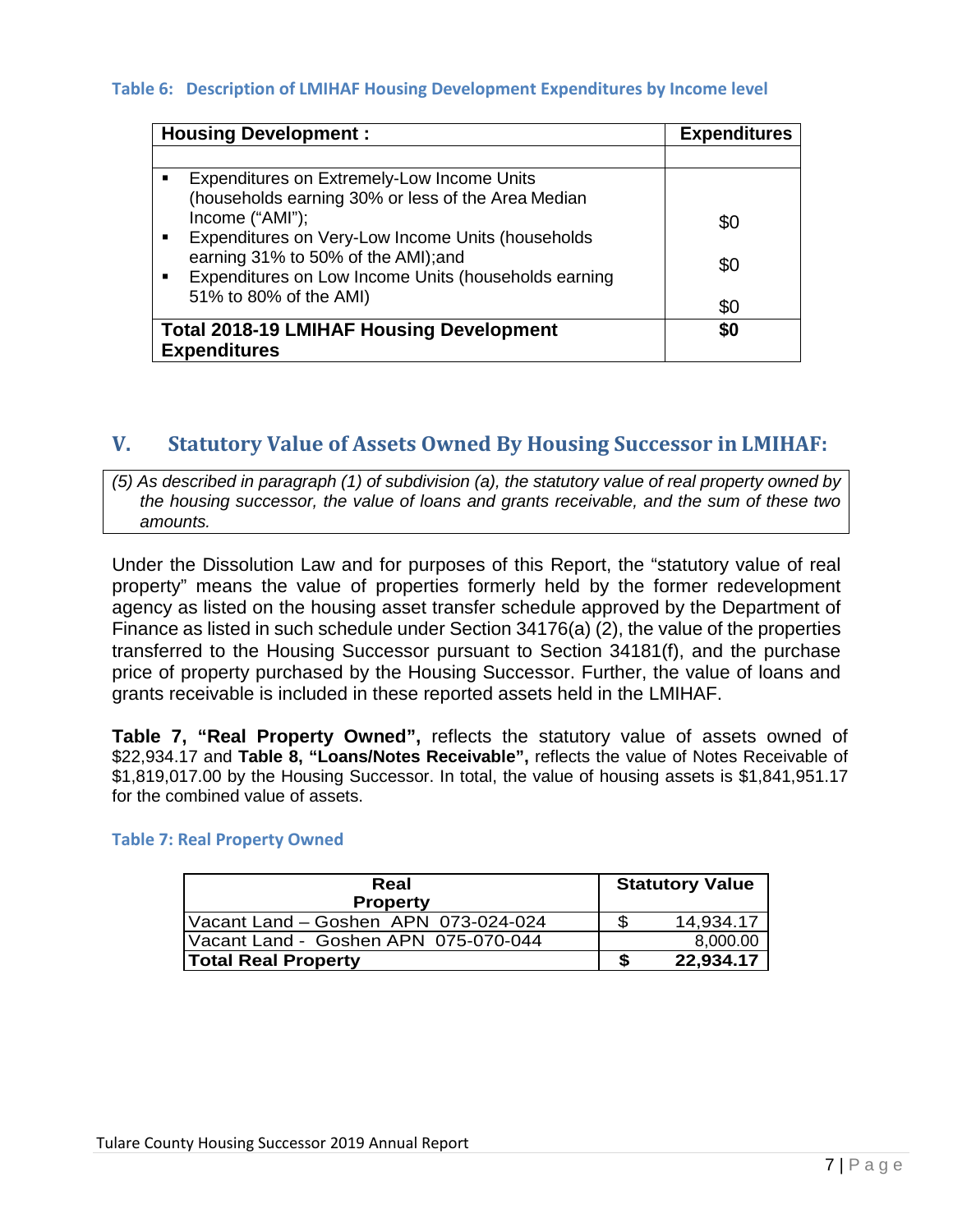**Table 6: Description of LMIHAF Housing Development Expenditures by Income level**

| Housing Development : | Expenditures |
|---|---|
| | |
| ▪ Expenditures on Extremely-Low Income Units (households earning 30% or less of the Area Median Income ("AMI"); | $0 |
| ▪ Expenditures on Very-Low Income Units (households earning 31% to 50% of the AMI);and | $0 |
| ▪ Expenditures on Low Income Units (households earning 51% to 80% of the AMI) | $0 |
| **Total 2018-19 LMIHAF Housing Development Expenditures** | **$0** |

## V. Statutory Value of Assets Owned By Housing Successor in LMIHAF:

*(5) As described in paragraph (1) of subdivision (a), the statutory value of real property owned by the housing successor, the value of loans and grants receivable, and the sum of these two amounts.*

Under the Dissolution Law and for purposes of this Report, the "statutory value of real property" means the value of properties formerly held by the former redevelopment agency as listed on the housing asset transfer schedule approved by the Department of Finance as listed in such schedule under Section 34176(a) (2), the value of the properties transferred to the Housing Successor pursuant to Section 34181(f), and the purchase price of property purchased by the Housing Successor. Further, the value of loans and grants receivable is included in these reported assets held in the LMIHAF.

**Table 7, "Real Property Owned",** reflects the statutory value of assets owned of $22,934.17 and **Table 8, "Loans/Notes Receivable",** reflects the value of Notes Receivable of $1,819,017.00 by the Housing Successor. In total, the value of housing assets is $1,841,951.17 for the combined value of assets.

**Table 7: Real Property Owned**

| Real Property | Statutory Value |
|---|---|
| Vacant Land – Goshen APN 073-024-024 | $ 14,934.17 |
| Vacant Land - Goshen APN 075-070-044 | 8,000.00 |
| **Total Real Property** | **$ 22,934.17** |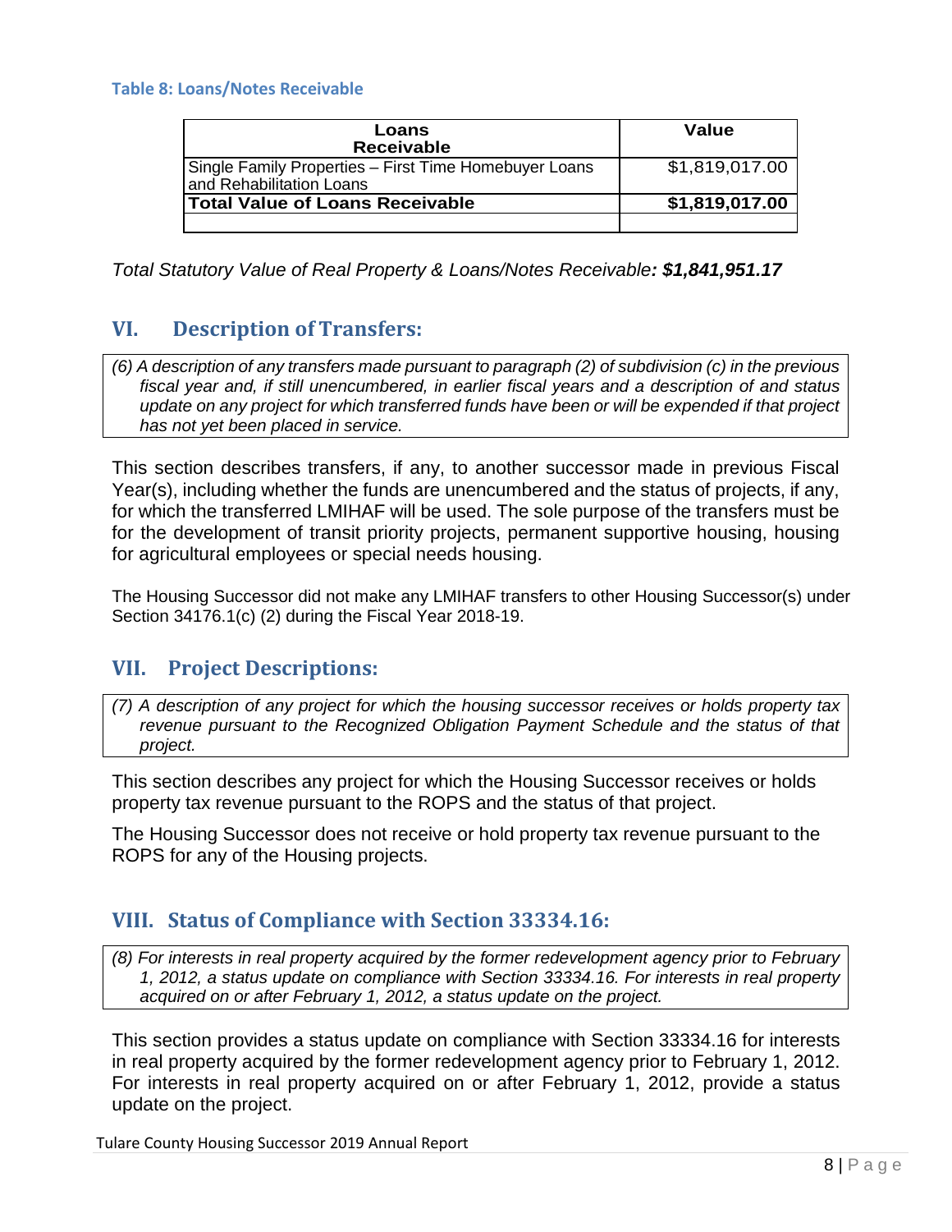#### Table 8: Loans/Notes Receivable

| Loans Receivable | Value |
|---|---|
| Single Family Properties – First Time Homebuyer Loans and Rehabilitation Loans | $1,819,017.00 |
| **Total Value of Loans Receivable** | **$1,819,017.00** |
| | |

*Total Statutory Value of Real Property & Loans/Notes Receivable: **$1,841,951.17***

## VI. Description of Transfers:

*(6) A description of any transfers made pursuant to paragraph (2) of subdivision (c) in the previous fiscal year and, if still unencumbered, in earlier fiscal years and a description of and status update on any project for which transferred funds have been or will be expended if that project has not yet been placed in service.*

This section describes transfers, if any, to another successor made in previous Fiscal Year(s), including whether the funds are unencumbered and the status of projects, if any, for which the transferred LMIHAF will be used. The sole purpose of the transfers must be for the development of transit priority projects, permanent supportive housing, housing for agricultural employees or special needs housing.

The Housing Successor did not make any LMIHAF transfers to other Housing Successor(s) under Section 34176.1(c) (2) during the Fiscal Year 2018-19.

## VII. Project Descriptions:

*(7) A description of any project for which the housing successor receives or holds property tax revenue pursuant to the Recognized Obligation Payment Schedule and the status of that project.*

This section describes any project for which the Housing Successor receives or holds property tax revenue pursuant to the ROPS and the status of that project.

The Housing Successor does not receive or hold property tax revenue pursuant to the ROPS for any of the Housing projects.

## VIII. Status of Compliance with Section 33334.16:

*(8) For interests in real property acquired by the former redevelopment agency prior to February 1, 2012, a status update on compliance with Section 33334.16. For interests in real property acquired on or after February 1, 2012, a status update on the project.*

This section provides a status update on compliance with Section 33334.16 for interests in real property acquired by the former redevelopment agency prior to February 1, 2012. For interests in real property acquired on or after February 1, 2012, provide a status update on the project.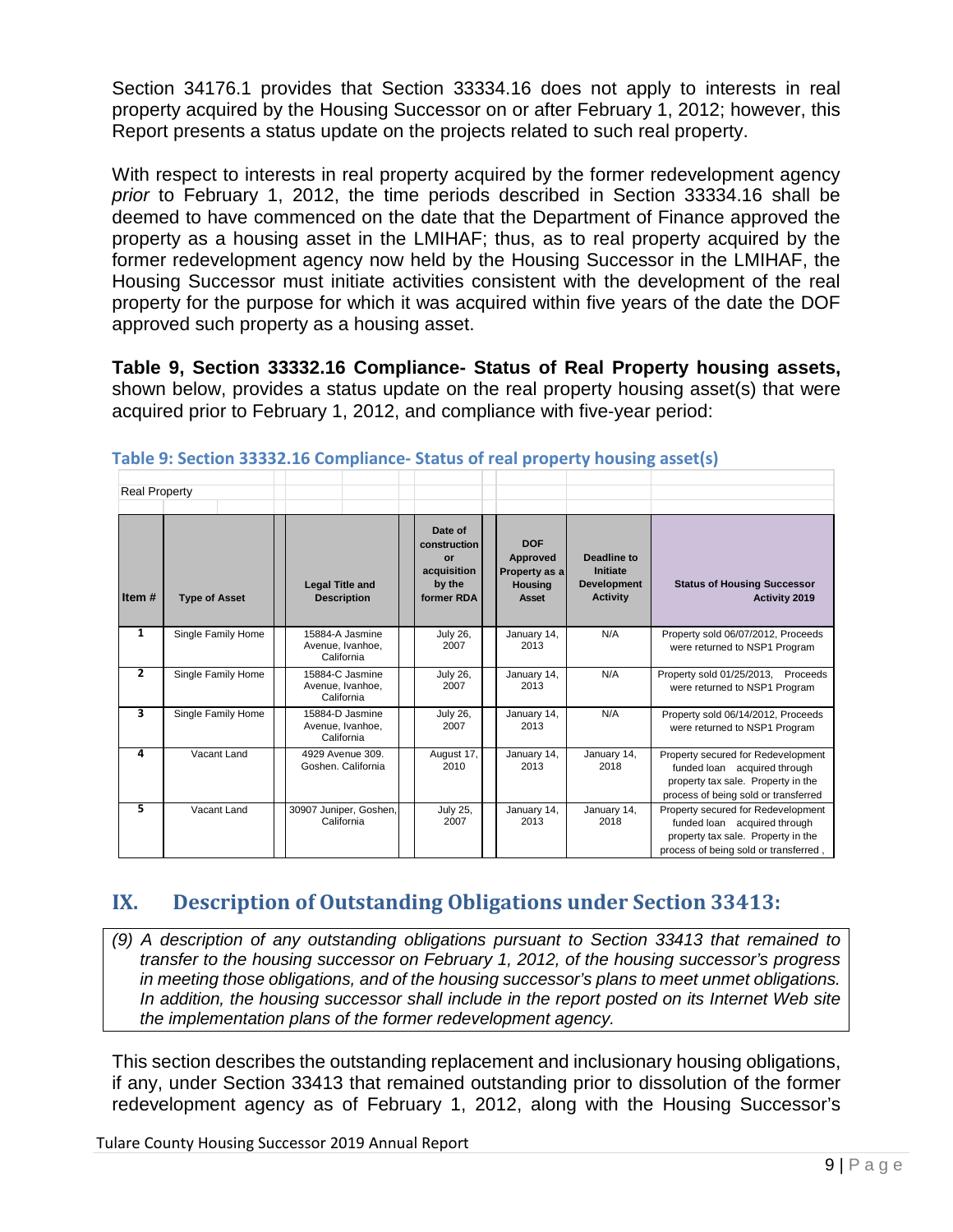Section 34176.1 provides that Section 33334.16 does not apply to interests in real property acquired by the Housing Successor on or after February 1, 2012; however, this Report presents a status update on the projects related to such real property.

With respect to interests in real property acquired by the former redevelopment agency *prior* to February 1, 2012, the time periods described in Section 33334.16 shall be deemed to have commenced on the date that the Department of Finance approved the property as a housing asset in the LMIHAF; thus, as to real property acquired by the former redevelopment agency now held by the Housing Successor in the LMIHAF, the Housing Successor must initiate activities consistent with the development of the real property for the purpose for which it was acquired within five years of the date the DOF approved such property as a housing asset.

**Table 9, Section 33332.16 Compliance- Status of Real Property housing assets,** shown below, provides a status update on the real property housing asset(s) that were acquired prior to February 1, 2012, and compliance with five-year period:

**Table 9: Section 33332.16 Compliance- Status of real property housing asset(s)**

Real Property

| Item # | Type of Asset | Legal Title and Description | Date of construction or acquisition by the former RDA | DOF Approved Property as a Housing Asset | Deadline to Initiate Development Activity | Status of Housing Successor Activity 2019 |
|---|---|---|---|---|---|---|
| 1 | Single Family Home | 15884-A Jasmine Avenue, Ivanhoe, California | July 26, 2007 | January 14, 2013 | N/A | Property sold 06/07/2012, Proceeds were returned to NSP1 Program |
| 2 | Single Family Home | 15884-C Jasmine Avenue, Ivanhoe, California | July 26, 2007 | January 14, 2013 | N/A | Property sold 01/25/2013, Proceeds were returned to NSP1 Program |
| 3 | Single Family Home | 15884-D Jasmine Avenue, Ivanhoe, California | July 26, 2007 | January 14, 2013 | N/A | Property sold 06/14/2012, Proceeds were returned to NSP1 Program |
| 4 | Vacant Land | 4929 Avenue 309. Goshen. California | August 17, 2010 | January 14, 2013 | January 14, 2018 | Property secured for Redevelopment funded loan acquired through property tax sale. Property in the process of being sold or transferred |
| 5 | Vacant Land | 30907 Juniper, Goshen, California | July 25, 2007 | January 14, 2013 | January 14, 2018 | Property secured for Redevelopment funded loan acquired through property tax sale. Property in the process of being sold or transferred , |

## IX. Description of Outstanding Obligations under Section 33413:

*(9) A description of any outstanding obligations pursuant to Section 33413 that remained to transfer to the housing successor on February 1, 2012, of the housing successor's progress in meeting those obligations, and of the housing successor's plans to meet unmet obligations. In addition, the housing successor shall include in the report posted on its Internet Web site the implementation plans of the former redevelopment agency.*

This section describes the outstanding replacement and inclusionary housing obligations, if any, under Section 33413 that remained outstanding prior to dissolution of the former redevelopment agency as of February 1, 2012, along with the Housing Successor's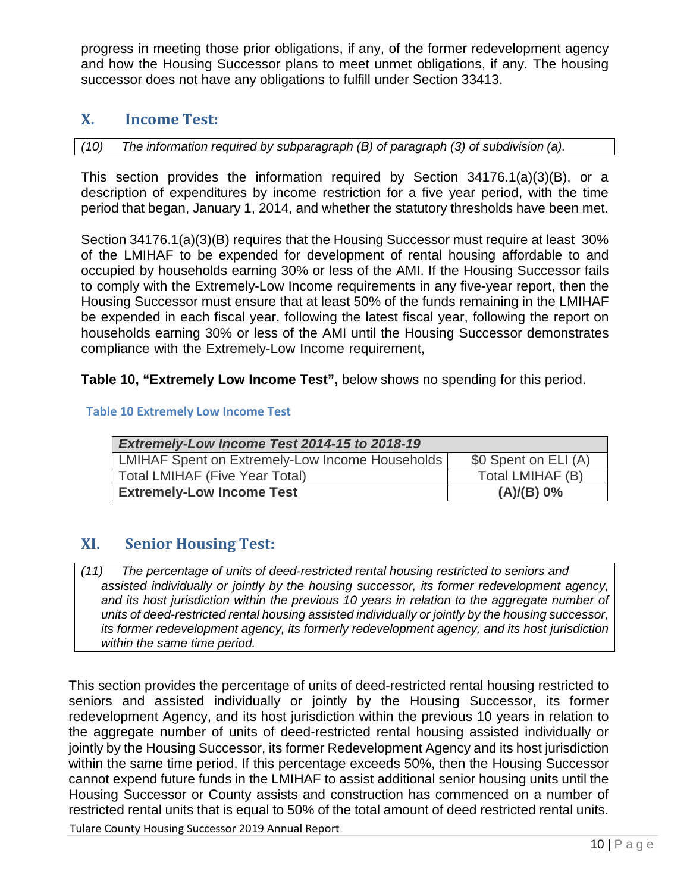progress in meeting those prior obligations, if any, of the former redevelopment agency and how the Housing Successor plans to meet unmet obligations, if any. The housing successor does not have any obligations to fulfill under Section 33413.

## X. Income Test:

*(10) The information required by subparagraph (B) of paragraph (3) of subdivision (a).*

This section provides the information required by Section 34176.1(a)(3)(B), or a description of expenditures by income restriction for a five year period, with the time period that began, January 1, 2014, and whether the statutory thresholds have been met.

Section 34176.1(a)(3)(B) requires that the Housing Successor must require at least 30% of the LMIHAF to be expended for development of rental housing affordable to and occupied by households earning 30% or less of the AMI. If the Housing Successor fails to comply with the Extremely-Low Income requirements in any five-year report, then the Housing Successor must ensure that at least 50% of the funds remaining in the LMIHAF be expended in each fiscal year, following the latest fiscal year, following the report on households earning 30% or less of the AMI until the Housing Successor demonstrates compliance with the Extremely-Low Income requirement,

**Table 10, "Extremely Low Income Test",** below shows no spending for this period.

**Table 10 Extremely Low Income Test**

| ***Extremely-Low Income Test 2014-15 to 2018-19*** | |
|---|---|
| LMIHAF Spent on Extremely-Low Income Households | $0 Spent on ELI (A) |
| Total LMIHAF (Five Year Total) | Total LMIHAF (B) |
| **Extremely-Low Income Test** | **(A)/(B) 0%** |

## XI. Senior Housing Test:

*(11) The percentage of units of deed-restricted rental housing restricted to seniors and assisted individually or jointly by the housing successor, its former redevelopment agency, and its host jurisdiction within the previous 10 years in relation to the aggregate number of units of deed-restricted rental housing assisted individually or jointly by the housing successor, its former redevelopment agency, its formerly redevelopment agency, and its host jurisdiction within the same time period.*

This section provides the percentage of units of deed-restricted rental housing restricted to seniors and assisted individually or jointly by the Housing Successor, its former redevelopment Agency, and its host jurisdiction within the previous 10 years in relation to the aggregate number of units of deed-restricted rental housing assisted individually or jointly by the Housing Successor, its former Redevelopment Agency and its host jurisdiction within the same time period. If this percentage exceeds 50%, then the Housing Successor cannot expend future funds in the LMIHAF to assist additional senior housing units until the Housing Successor or County assists and construction has commenced on a number of restricted rental units that is equal to 50% of the total amount of deed restricted rental units.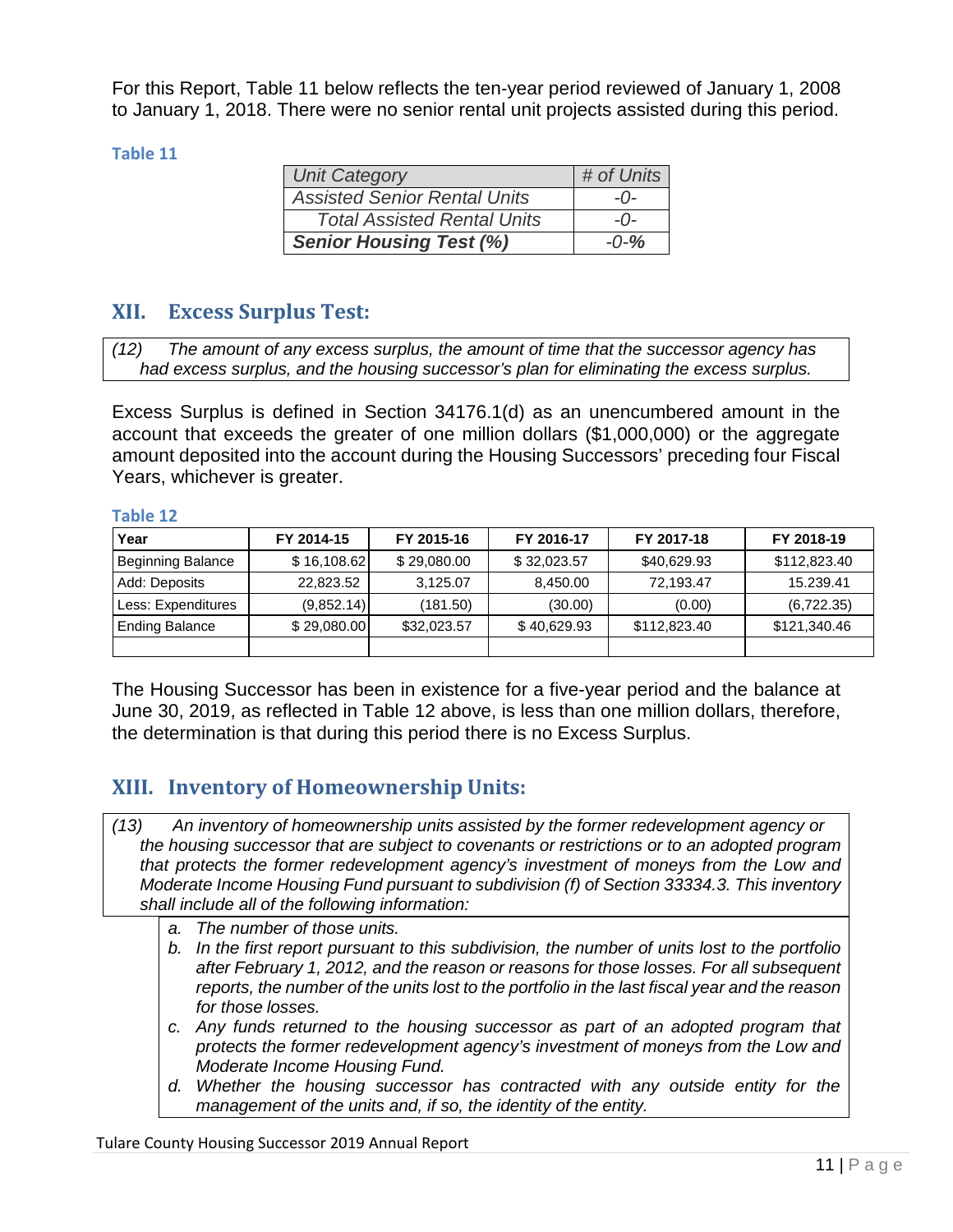For this Report, Table 11 below reflects the ten-year period reviewed of January 1, 2008 to January 1, 2018. There were no senior rental unit projects assisted during this period.

**Table 11**

| *Unit Category* | *# of Units* |
|---|---|
| *Assisted Senior Rental Units* | *-0-* |
| *Total Assisted Rental Units* | *-0-* |
| ***Senior Housing Test (%)*** | ***-0-%*** |

## XII. Excess Surplus Test:

*(12) The amount of any excess surplus, the amount of time that the successor agency has had excess surplus, and the housing successor's plan for eliminating the excess surplus.*

Excess Surplus is defined in Section 34176.1(d) as an unencumbered amount in the account that exceeds the greater of one million dollars ($1,000,000) or the aggregate amount deposited into the account during the Housing Successors' preceding four Fiscal Years, whichever is greater.

**Table 12**

| Year | FY 2014-15 | FY 2015-16 | FY 2016-17 | FY 2017-18 | FY 2018-19 |
|---|---|---|---|---|---|
| Beginning Balance | $ 16,108.62 | $ 29,080.00 | $ 32,023.57 | $40,629.93 | $112,823.40 |
| Add: Deposits | 22,823.52 | 3,125.07 | 8,450.00 | 72,193.47 | 15.239.41 |
| Less: Expenditures | (9,852.14) | (181.50) | (30.00) | (0.00) | (6,722.35) |
| Ending Balance | $ 29,080.00 | $32,023.57 | $ 40,629.93 | $112,823.40 | $121,340.46 |
| | | | | | |

The Housing Successor has been in existence for a five-year period and the balance at June 30, 2019, as reflected in Table 12 above, is less than one million dollars, therefore, the determination is that during this period there is no Excess Surplus.

## XIII. Inventory of Homeownership Units:

*(13) An inventory of homeownership units assisted by the former redevelopment agency or the housing successor that are subject to covenants or restrictions or to an adopted program that protects the former redevelopment agency's investment of moneys from the Low and Moderate Income Housing Fund pursuant to subdivision (f) of Section 33334.3. This inventory shall include all of the following information:*

*a. The number of those units.*
*b. In the first report pursuant to this subdivision, the number of units lost to the portfolio after February 1, 2012, and the reason or reasons for those losses. For all subsequent reports, the number of the units lost to the portfolio in the last fiscal year and the reason for those losses.*
*c. Any funds returned to the housing successor as part of an adopted program that protects the former redevelopment agency's investment of moneys from the Low and Moderate Income Housing Fund.*
*d. Whether the housing successor has contracted with any outside entity for the management of the units and, if so, the identity of the entity.*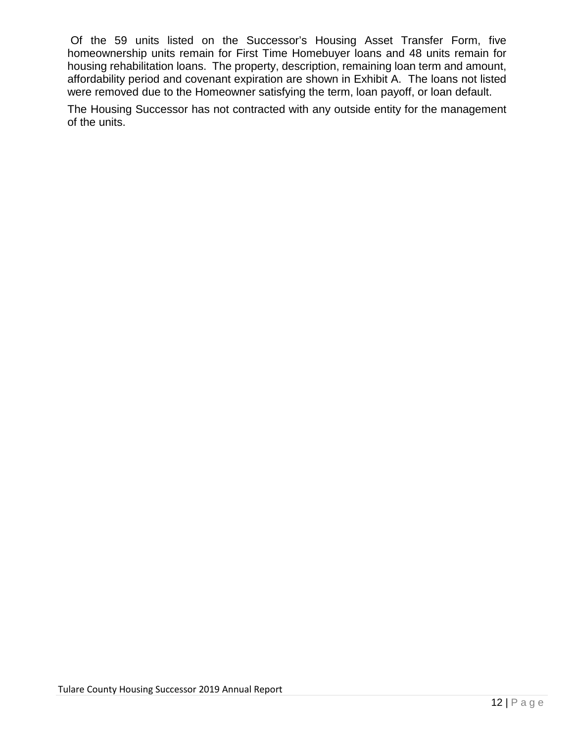Of the 59 units listed on the Successor's Housing Asset Transfer Form, five homeownership units remain for First Time Homebuyer loans and 48 units remain for housing rehabilitation loans. The property, description, remaining loan term and amount, affordability period and covenant expiration are shown in Exhibit A. The loans not listed were removed due to the Homeowner satisfying the term, loan payoff, or loan default.

The Housing Successor has not contracted with any outside entity for the management of the units.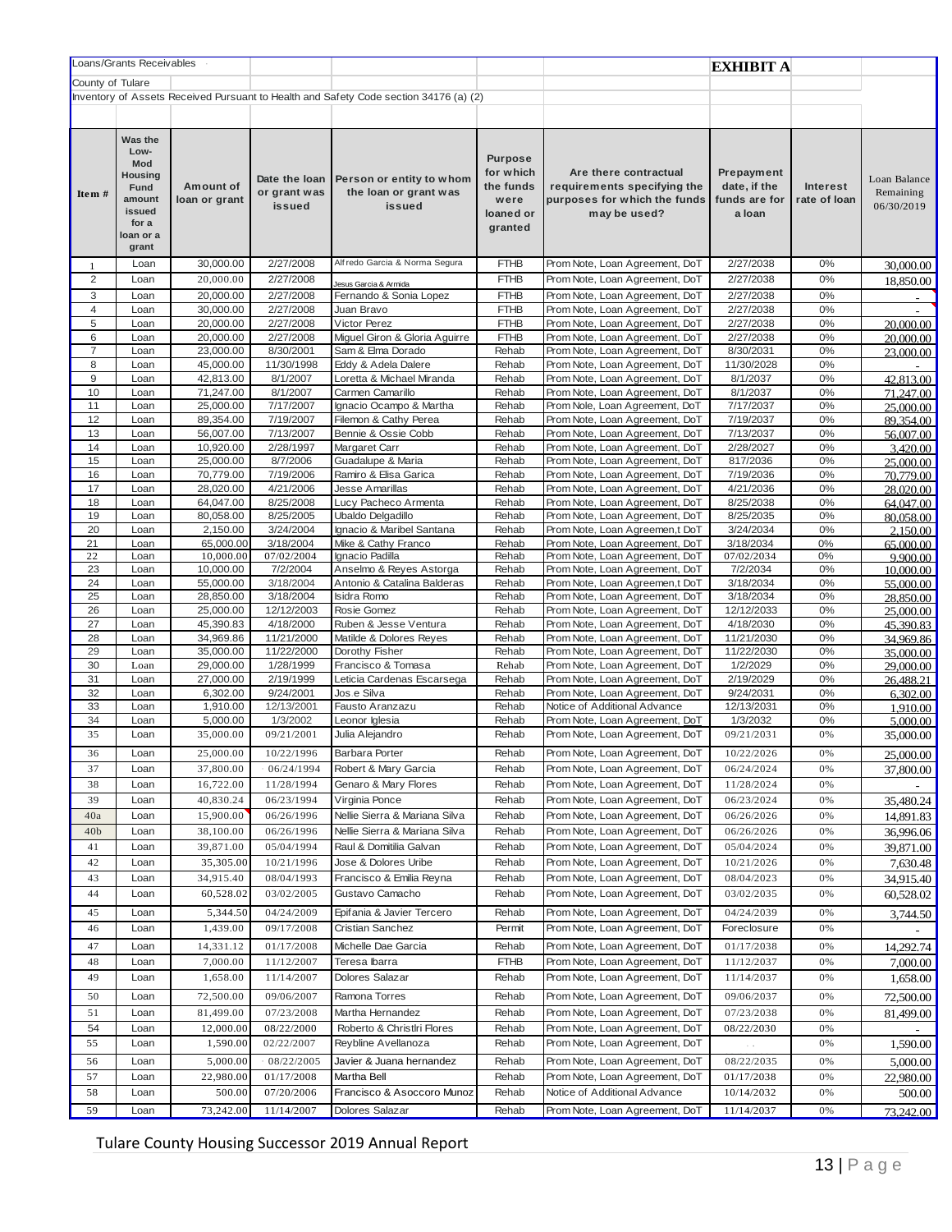Loans/Grants Receivables

County of Tulare

Inventory of Assets Received Pursuant to Health and Safety Code section 34176 (a) (2)

**EXHIBIT A**

| Item # | Was the Low-Mod Housing Fund amount issued for a loan or a grant | Amount of loan or grant | Date the loan or grant was issued | Person or entity to whom the loan or grant was issued | Purpose for which the funds were loaned or granted | Are there contractual requirements specifying the purposes for which the funds may be used? | Prepayment date, if the funds are for a loan | Interest rate of loan | Loan Balance Remaining 06/30/2019 |
|---|---|---|---|---|---|---|---|---|---|
| 1 | Loan | 30,000.00 | 2/27/2008 | Alfredo Garcia & Norma Segura | FTHB | Prom Note, Loan Agreement, DoT | 2/27/2038 | 0% | 30,000.00 |
| 2 | Loan | 20,000.00 | 2/27/2008 | Jesus Garcia & Armida | FTHB | Prom Note, Loan Agreement, DoT | 2/27/2038 | 0% | 18,850.00 |
| 3 | Loan | 20,000.00 | 2/27/2008 | Fernando & Sonia Lopez | FTHB | Prom Note, Loan Agreement, DoT | 2/27/2038 | 0% | - |
| 4 | Loan | 30,000.00 | 2/27/2008 | Juan Bravo | FTHB | Prom Note, Loan Agreement, DoT | 2/27/2038 | 0% | - |
| 5 | Loan | 20,000.00 | 2/27/2008 | Victor Perez | FTHB | Prom Note, Loan Agreement, DoT | 2/27/2038 | 0% | 20,000.00 |
| 6 | Loan | 20,000.00 | 2/27/2008 | Miguel Giron & Gloria Aguirre | FTHB | Prom Note, Loan Agreement, DoT | 2/27/2038 | 0% | 20,000.00 |
| 7 | Loan | 23,000.00 | 8/30/2001 | Sam & Elma Dorado | Rehab | Prom Note, Loan Agreement, DoT | 8/30/2031 | 0% | 23,000.00 |
| 8 | Loan | 45,000.00 | 11/30/1998 | Eddy & Adela Dalere | Rehab | Prom Note, Loan Agreement, DoT | 11/30/2028 | 0% | - |
| 9 | Loan | 42,813.00 | 8/1/2007 | Loretta & Michael Miranda | Rehab | Prom Note, Loan Agreement, DoT | 8/1/2037 | 0% | 42,813.00 |
| 10 | Loan | 71,247.00 | 8/1/2007 | Carmen Camarillo | Rehab | Prom Note, Loan Agreement, DoT | 8/1/2037 | 0% | 71,247.00 |
| 11 | Loan | 25,000.00 | 7/17/2007 | Ignacio Ocampo & Martha | Rehab | Prom Nole, Loan Agreement, DoT | 7/17/2037 | 0% | 25,000.00 |
| 12 | Loan | 89,354.00 | 7/19/2007 | Filemon & Cathy Perea | Rehab | Prom Note, Loan Agreement, DoT | 7/19/2037 | 0% | 89,354.00 |
| 13 | Loan | 56,007.00 | 7/13/2007 | Bennie & Ossie Cobb | Rehab | Prom Note, Loan Agreement, DoT | 7/13/2037 | 0% | 56,007.00 |
| 14 | Loan | 10,920.00 | 2/28/1997 | Margaret Carr | Rehab | Prom Note, Loan Agreement, DoT | 2/28/2027 | 0% | 3,420.00 |
| 15 | Loan | 25,000.00 | 8/7/2006 | Guadalupe & Maria | Rehab | Prom Note, Loan Agreement, DoT | 817/2036 | 0% | 25,000.00 |
| 16 | Loan | 70,779.00 | 7/19/2006 | Ramiro & Elisa Garica | Rehab | Prom Note, Loan Agreement, DoT | 7/19/2036 | 0% | 70,779.00 |
| 17 | Loan | 28,020.00 | 4/21/2006 | Jesse Amarillas | Rehab | Prom Note, Loan Agreement, DoT | 4/21/2036 | 0% | 28,020.00 |
| 18 | Loan | 64,047.00 | 8/25/2008 | Lucy Pacheco Armenta | Rehab | Prom Note, Loan Agreement, DoT | 8/25/2038 | 0% | 64,047.00 |
| 19 | Loan | 80,058.00 | 8/25/2005 | Ubaldo Delgadillo | Rehab | Prom Note, Loan Agreement, DoT | 8/25/2035 | 0% | 80,058.00 |
| 20 | Loan | 2,150.00 | 3/24/2004 | Ignacio & Maribel Santana | Rehab | Prom Note, Loan Agreemen,t DoT | 3/24/2034 | 0% | 2,150.00 |
| 21 | Loan | 65,000.00 | 3/18/2004 | Mike & Cathy Franco | Rehab | Prom Note, Loan Agreement, DoT | 3/18/2034 | 0% | 65,000.00 |
| 22 | Loan | 10,000.00 | 07/02/2004 | Ignacio Padilla | Rehab | Prom Note, Loan Agreement, DoT | 07/02/2034 | 0% | 9,900.00 |
| 23 | Loan | 10,000.00 | 7/2/2004 | Anselmo & Reyes Astorga | Rehab | Prom Note, Loan Agreement, DoT | 7/2/2034 | 0% | 10,000.00 |
| 24 | Loan | 55,000.00 | 3/18/2004 | Antonio & Catalina Balderas | Rehab | Prom Note, Loan Agreemen,t DoT | 3/18/2034 | 0% | 55,000.00 |
| 25 | Loan | 28,850.00 | 3/18/2004 | Isidra Romo | Rehab | Prom Note, Loan Agreement, DoT | 3/18/2034 | 0% | 28,850.00 |
| 26 | Loan | 25,000.00 | 12/12/2003 | Rosie Gomez | Rehab | Prom Note, Loan Agreement, DoT | 12/12/2033 | 0% | 25,000.00 |
| 27 | Loan | 45,390.83 | 4/18/2000 | Ruben & Jesse Ventura | Rehab | Prom Note, Loan Agreement, DoT | 4/18/2030 | 0% | 45,390.83 |
| 28 | Loan | 34,969.86 | 11/21/2000 | Matilde & Dolores Reyes | Rehab | Prom Note, Loan Agreement, DoT | 11/21/2030 | 0% | 34,969.86 |
| 29 | Loan | 35,000.00 | 11/22/2000 | Dorothy Fisher | Rehab | Prom Note, Loan Agreement, DoT | 11/22/2030 | 0% | 35,000.00 |
| 30 | Loan | 29,000.00 | 1/28/1999 | Francisco & Tomasa | Rehab | Prom Note, Loan Agreement, DoT | 1/2/2029 | 0% | 29,000.00 |
| 31 | Loan | 27,000.00 | 2/19/1999 | Leticia Cardenas Escarsega | Rehab | Prom Note, Loan Agreement, DoT | 2/19/2029 | 0% | 26,488.21 |
| 32 | Loan | 6,302.00 | 9/24/2001 | Jos e Silva | Rehab | Prom Note, Loan Agreement, DoT | 9/24/2031 | 0% | 6,302.00 |
| 33 | Loan | 1,910.00 | 12/13/2001 | Fausto Aranzazu | Rehab | Notice of Additional Advance | 12/13/2031 | 0% | 1,910.00 |
| 34 | Loan | 5,000.00 | 1/3/2002 | Leonor Iglesia | Rehab | Prom Note, Loan Agreement, DoT | 1/3/2032 | 0% | 5,000.00 |
| 35 | Loan | 35,000.00 | 09/21/2001 | Julia Alejandro | Rehab | Prom Note, Loan Agreement, DoT | 09/21/2031 | 0% | 35,000.00 |
| 36 | Loan | 25,000.00 | 10/22/1996 | Barbara Porter | Rehab | Prom Note, Loan Agreement, DoT | 10/22/2026 | 0% | 25,000.00 |
| 37 | Loan | 37,800.00 | 06/24/1994 | Robert & Mary Garcia | Rehab | Prom Note, Loan Agreement, DoT | 06/24/2024 | 0% | 37,800.00 |
| 38 | Loan | 16,722.00 | 11/28/1994 | Genaro & Mary Flores | Rehab | Prom Note, Loan Agreement, DoT | 11/28/2024 | 0% | - |
| 39 | Loan | 40,830.24 | 06/23/1994 | Virginia Ponce | Rehab | Prom Note, Loan Agreement, DoT | 06/23/2024 | 0% | 35,480.24 |
| 40a | Loan | 15,900.00 | 06/26/1996 | Nellie Sierra & Mariana Silva | Rehab | Prom Note, Loan Agreement, DoT | 06/26/2026 | 0% | 14,891.83 |
| 40b | Loan | 38,100.00 | 06/26/1996 | Nellie Sierra & Mariana Silva | Rehab | Prom Note, Loan Agreement, DoT | 06/26/2026 | 0% | 36,996.06 |
| 41 | Loan | 39,871.00 | 05/04/1994 | Raul & Domitilia Galvan | Rehab | Prom Note, Loan Agreement, DoT | 05/04/2024 | 0% | 39,871.00 |
| 42 | Loan | 35,305.00 | 10/21/1996 | Jose & Dolores Uribe | Rehab | Prom Note, Loan Agreement, DoT | 10/21/2026 | 0% | 7,630.48 |
| 43 | Loan | 34,915.40 | 08/04/1993 | Francisco & Emilia Reyna | Rehab | Prom Note, Loan Agreement, DoT | 08/04/2023 | 0% | 34,915.40 |
| 44 | Loan | 60,528.02 | 03/02/2005 | Gustavo Camacho | Rehab | Prom Note, Loan Agreement, DoT | 03/02/2035 | 0% | 60,528.02 |
| 45 | Loan | 5,344.50 | 04/24/2009 | Epifania & Javier Tercero | Rehab | Prom Note, Loan Agreement, DoT | 04/24/2039 | 0% | 3,744.50 |
| 46 | Loan | 1,439.00 | 09/17/2008 | Cristian Sanchez | Permit | Prom Note, Loan Agreement, DoT | Foreclosure | 0% | - |
| 47 | Loan | 14,331.12 | 01/17/2008 | Michelle Dae Garcia | Rehab | Prom Note, Loan Agreement, DoT | 01/17/2038 | 0% | 14,292.74 |
| 48 | Loan | 7,000.00 | 11/12/2007 | Teresa Ibarra | FTHB | Prom Note, Loan Agreement, DoT | 11/12/2037 | 0% | 7,000.00 |
| 49 | Loan | 1,658.00 | 11/14/2007 | Dolores Salazar | Rehab | Prom Note, Loan Agreement, DoT | 11/14/2037 | 0% | 1,658.00 |
| 50 | Loan | 72,500.00 | 09/06/2007 | Ramona Torres | Rehab | Prom Note, Loan Agreement, DoT | 09/06/2037 | 0% | 72,500.00 |
| 51 | Loan | 81,499.00 | 07/23/2008 | Martha Hernandez | Rehab | Prom Note, Loan Agreement, DoT | 07/23/2038 | 0% | 81,499.00 |
| 54 | Loan | 12,000.00 | 08/22/2000 | Roberto & Christlri Flores | Rehab | Prom Note, Loan Agreement, DoT | 08/22/2030 | 0% | - |
| 55 | Loan | 1,590.00 | 02/22/2007 | Reybline Avellanoza | Rehab | Prom Note, Loan Agreement, DoT | | 0% | 1,590.00 |
| 56 | Loan | 5,000.00 | 08/22/2005 | Javier & Juana hernandez | Rehab | Prom Note, Loan Agreement, DoT | 08/22/2035 | 0% | 5,000.00 |
| 57 | Loan | 22,980.00 | 01/17/2008 | Martha Bell | Rehab | Prom Note, Loan Agreement, DoT | 01/17/2038 | 0% | 22,980.00 |
| 58 | Loan | 500.00 | 07/20/2006 | Francisco & Asoccoro Munoz | Rehab | Notice of Additional Advance | 10/14/2032 | 0% | 500.00 |
| 59 | Loan | 73,242.00 | 11/14/2007 | Dolores Salazar | Rehab | Prom Note, Loan Agreement, DoT | 11/14/2037 | 0% | 73,242.00 |

Tulare County Housing Successor 2019 Annual Report